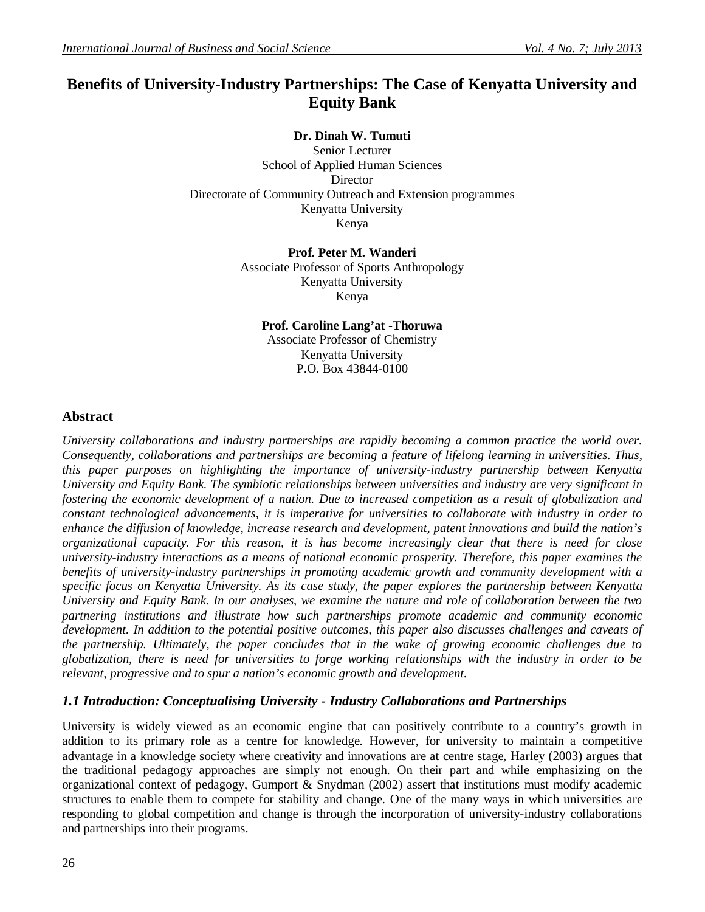# Benefits of University-Industry Partnerships: The Case of Kenyatta University and Equity Bank

**Dr. Dinah W. Tumuti**
Senior Lecturer
School of Applied Human Sciences
Director
Directorate of Community Outreach and Extension programmes
Kenyatta University
Kenya

**Prof. Peter M. Wanderi**
Associate Professor of Sports Anthropology
Kenyatta University
Kenya

**Prof. Caroline Lang'at -Thoruwa**
Associate Professor of Chemistry
Kenyatta University
P.O. Box 43844-0100

## Abstract

*University collaborations and industry partnerships are rapidly becoming a common practice the world over. Consequently, collaborations and partnerships are becoming a feature of lifelong learning in universities. Thus, this paper purposes on highlighting the importance of university-industry partnership between Kenyatta University and Equity Bank. The symbiotic relationships between universities and industry are very significant in fostering the economic development of a nation. Due to increased competition as a result of globalization and constant technological advancements, it is imperative for universities to collaborate with industry in order to enhance the diffusion of knowledge, increase research and development, patent innovations and build the nation's organizational capacity. For this reason, it is has become increasingly clear that there is need for close university-industry interactions as a means of national economic prosperity. Therefore, this paper examines the benefits of university-industry partnerships in promoting academic growth and community development with a specific focus on Kenyatta University. As its case study, the paper explores the partnership between Kenyatta University and Equity Bank. In our analyses, we examine the nature and role of collaboration between the two partnering institutions and illustrate how such partnerships promote academic and community economic development. In addition to the potential positive outcomes, this paper also discusses challenges and caveats of the partnership. Ultimately, the paper concludes that in the wake of growing economic challenges due to globalization, there is need for universities to forge working relationships with the industry in order to be relevant, progressive and to spur a nation's economic growth and development.*

## *1.1 Introduction: Conceptualising University - Industry Collaborations and Partnerships*

University is widely viewed as an economic engine that can positively contribute to a country's growth in addition to its primary role as a centre for knowledge. However, for university to maintain a competitive advantage in a knowledge society where creativity and innovations are at centre stage, Harley (2003) argues that the traditional pedagogy approaches are simply not enough. On their part and while emphasizing on the organizational context of pedagogy, Gumport & Snydman (2002) assert that institutions must modify academic structures to enable them to compete for stability and change. One of the many ways in which universities are responding to global competition and change is through the incorporation of university-industry collaborations and partnerships into their programs.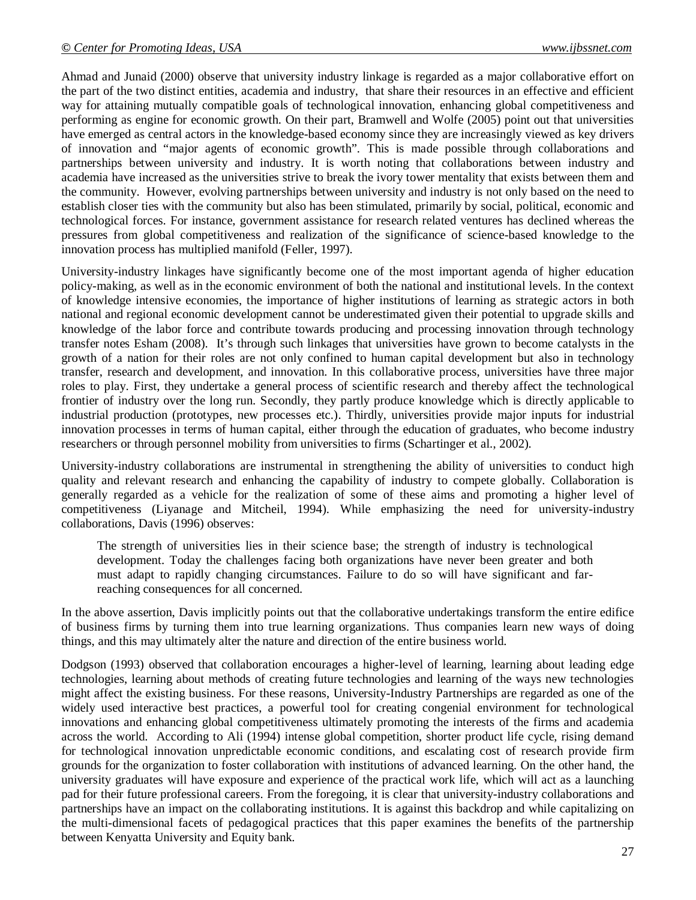Ahmad and Junaid (2000) observe that university industry linkage is regarded as a major collaborative effort on the part of the two distinct entities, academia and industry, that share their resources in an effective and efficient way for attaining mutually compatible goals of technological innovation, enhancing global competitiveness and performing as engine for economic growth. On their part, Bramwell and Wolfe (2005) point out that universities have emerged as central actors in the knowledge-based economy since they are increasingly viewed as key drivers of innovation and "major agents of economic growth". This is made possible through collaborations and partnerships between university and industry. It is worth noting that collaborations between industry and academia have increased as the universities strive to break the ivory tower mentality that exists between them and the community. However, evolving partnerships between university and industry is not only based on the need to establish closer ties with the community but also has been stimulated, primarily by social, political, economic and technological forces. For instance, government assistance for research related ventures has declined whereas the pressures from global competitiveness and realization of the significance of science-based knowledge to the innovation process has multiplied manifold (Feller, 1997).

University-industry linkages have significantly become one of the most important agenda of higher education policy-making, as well as in the economic environment of both the national and institutional levels. In the context of knowledge intensive economies, the importance of higher institutions of learning as strategic actors in both national and regional economic development cannot be underestimated given their potential to upgrade skills and knowledge of the labor force and contribute towards producing and processing innovation through technology transfer notes Esham (2008). It's through such linkages that universities have grown to become catalysts in the growth of a nation for their roles are not only confined to human capital development but also in technology transfer, research and development, and innovation. In this collaborative process, universities have three major roles to play. First, they undertake a general process of scientific research and thereby affect the technological frontier of industry over the long run. Secondly, they partly produce knowledge which is directly applicable to industrial production (prototypes, new processes etc.). Thirdly, universities provide major inputs for industrial innovation processes in terms of human capital, either through the education of graduates, who become industry researchers or through personnel mobility from universities to firms (Schartinger et al., 2002).

University-industry collaborations are instrumental in strengthening the ability of universities to conduct high quality and relevant research and enhancing the capability of industry to compete globally. Collaboration is generally regarded as a vehicle for the realization of some of these aims and promoting a higher level of competitiveness (Liyanage and Mitcheil, 1994). While emphasizing the need for university-industry collaborations, Davis (1996) observes:

> The strength of universities lies in their science base; the strength of industry is technological development. Today the challenges facing both organizations have never been greater and both must adapt to rapidly changing circumstances. Failure to do so will have significant and far-reaching consequences for all concerned.

In the above assertion, Davis implicitly points out that the collaborative undertakings transform the entire edifice of business firms by turning them into true learning organizations. Thus companies learn new ways of doing things, and this may ultimately alter the nature and direction of the entire business world.

Dodgson (1993) observed that collaboration encourages a higher-level of learning, learning about leading edge technologies, learning about methods of creating future technologies and learning of the ways new technologies might affect the existing business. For these reasons, University-Industry Partnerships are regarded as one of the widely used interactive best practices, a powerful tool for creating congenial environment for technological innovations and enhancing global competitiveness ultimately promoting the interests of the firms and academia across the world. According to Ali (1994) intense global competition, shorter product life cycle, rising demand for technological innovation unpredictable economic conditions, and escalating cost of research provide firm grounds for the organization to foster collaboration with institutions of advanced learning. On the other hand, the university graduates will have exposure and experience of the practical work life, which will act as a launching pad for their future professional careers. From the foregoing, it is clear that university-industry collaborations and partnerships have an impact on the collaborating institutions. It is against this backdrop and while capitalizing on the multi-dimensional facets of pedagogical practices that this paper examines the benefits of the partnership between Kenyatta University and Equity bank.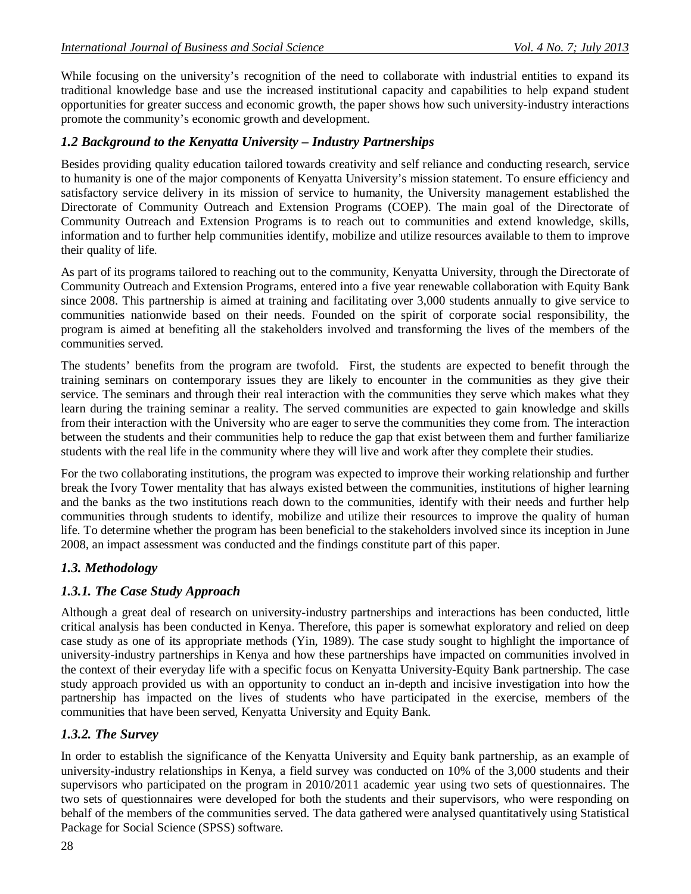While focusing on the university's recognition of the need to collaborate with industrial entities to expand its traditional knowledge base and use the increased institutional capacity and capabilities to help expand student opportunities for greater success and economic growth, the paper shows how such university-industry interactions promote the community's economic growth and development.

### *1.2 Background to the Kenyatta University – Industry Partnerships*

Besides providing quality education tailored towards creativity and self reliance and conducting research, service to humanity is one of the major components of Kenyatta University's mission statement. To ensure efficiency and satisfactory service delivery in its mission of service to humanity, the University management established the Directorate of Community Outreach and Extension Programs (COEP). The main goal of the Directorate of Community Outreach and Extension Programs is to reach out to communities and extend knowledge, skills, information and to further help communities identify, mobilize and utilize resources available to them to improve their quality of life.

As part of its programs tailored to reaching out to the community, Kenyatta University, through the Directorate of Community Outreach and Extension Programs, entered into a five year renewable collaboration with Equity Bank since 2008. This partnership is aimed at training and facilitating over 3,000 students annually to give service to communities nationwide based on their needs. Founded on the spirit of corporate social responsibility, the program is aimed at benefiting all the stakeholders involved and transforming the lives of the members of the communities served.

The students' benefits from the program are twofold. First, the students are expected to benefit through the training seminars on contemporary issues they are likely to encounter in the communities as they give their service. The seminars and through their real interaction with the communities they serve which makes what they learn during the training seminar a reality. The served communities are expected to gain knowledge and skills from their interaction with the University who are eager to serve the communities they come from. The interaction between the students and their communities help to reduce the gap that exist between them and further familiarize students with the real life in the community where they will live and work after they complete their studies.

For the two collaborating institutions, the program was expected to improve their working relationship and further break the Ivory Tower mentality that has always existed between the communities, institutions of higher learning and the banks as the two institutions reach down to the communities, identify with their needs and further help communities through students to identify, mobilize and utilize their resources to improve the quality of human life. To determine whether the program has been beneficial to the stakeholders involved since its inception in June 2008, an impact assessment was conducted and the findings constitute part of this paper.

### *1.3. Methodology*

### *1.3.1. The Case Study Approach*

Although a great deal of research on university-industry partnerships and interactions has been conducted, little critical analysis has been conducted in Kenya. Therefore, this paper is somewhat exploratory and relied on deep case study as one of its appropriate methods (Yin, 1989). The case study sought to highlight the importance of university-industry partnerships in Kenya and how these partnerships have impacted on communities involved in the context of their everyday life with a specific focus on Kenyatta University-Equity Bank partnership. The case study approach provided us with an opportunity to conduct an in-depth and incisive investigation into how the partnership has impacted on the lives of students who have participated in the exercise, members of the communities that have been served, Kenyatta University and Equity Bank.

### *1.3.2. The Survey*

In order to establish the significance of the Kenyatta University and Equity bank partnership, as an example of university-industry relationships in Kenya, a field survey was conducted on 10% of the 3,000 students and their supervisors who participated on the program in 2010/2011 academic year using two sets of questionnaires. The two sets of questionnaires were developed for both the students and their supervisors, who were responding on behalf of the members of the communities served. The data gathered were analysed quantitatively using Statistical Package for Social Science (SPSS) software.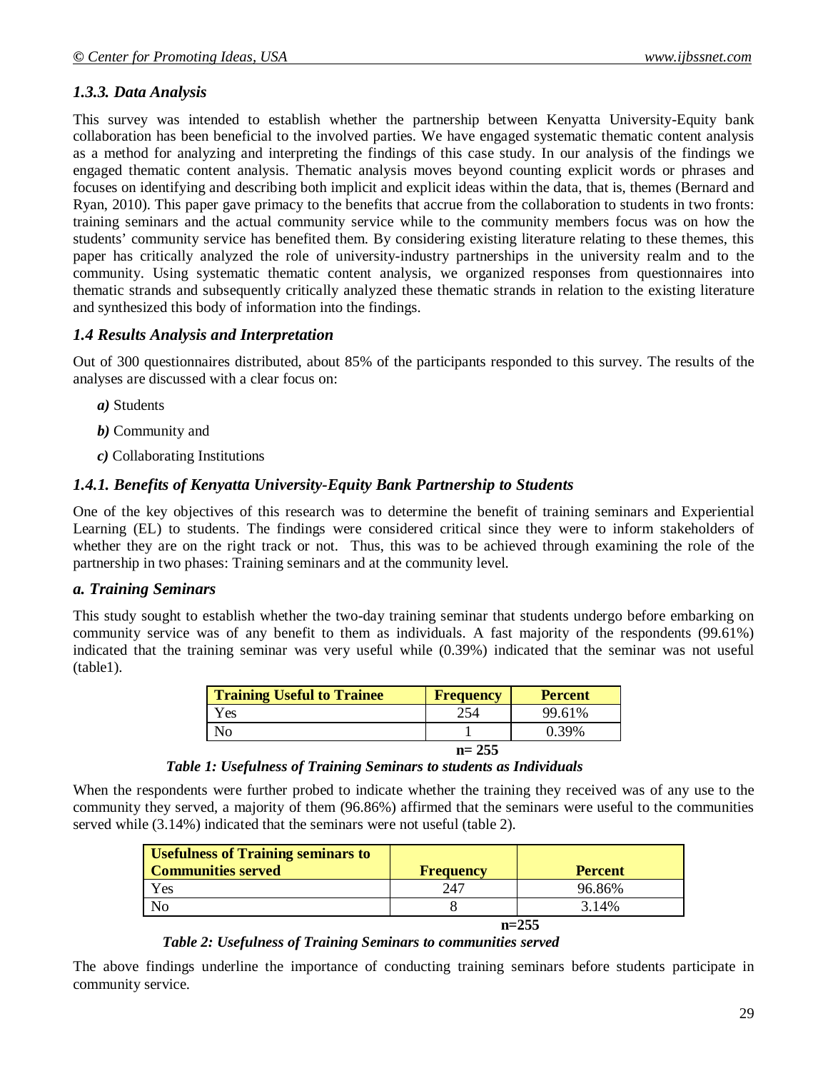### *1.3.3. Data Analysis*

This survey was intended to establish whether the partnership between Kenyatta University-Equity bank collaboration has been beneficial to the involved parties. We have engaged systematic thematic content analysis as a method for analyzing and interpreting the findings of this case study. In our analysis of the findings we engaged thematic content analysis. Thematic analysis moves beyond counting explicit words or phrases and focuses on identifying and describing both implicit and explicit ideas within the data, that is, themes (Bernard and Ryan, 2010). This paper gave primacy to the benefits that accrue from the collaboration to students in two fronts: training seminars and the actual community service while to the community members focus was on how the students' community service has benefited them. By considering existing literature relating to these themes, this paper has critically analyzed the role of university-industry partnerships in the university realm and to the community. Using systematic thematic content analysis, we organized responses from questionnaires into thematic strands and subsequently critically analyzed these thematic strands in relation to the existing literature and synthesized this body of information into the findings.

### *1.4 Results Analysis and Interpretation*

Out of 300 questionnaires distributed, about 85% of the participants responded to this survey. The results of the analyses are discussed with a clear focus on:

***a)*** Students

***b)*** Community and

***c)*** Collaborating Institutions

### *1.4.1. Benefits of Kenyatta University-Equity Bank Partnership to Students*

One of the key objectives of this research was to determine the benefit of training seminars and Experiential Learning (EL) to students. The findings were considered critical since they were to inform stakeholders of whether they are on the right track or not. Thus, this was to be achieved through examining the role of the partnership in two phases: Training seminars and at the community level.

### *a. Training Seminars*

This study sought to establish whether the two-day training seminar that students undergo before embarking on community service was of any benefit to them as individuals. A fast majority of the respondents (99.61%) indicated that the training seminar was very useful while (0.39%) indicated that the seminar was not useful (table1).

| **Training Useful to Trainee** | **Frequency** | **Percent** |
|---|---|---|
| Yes | 254 | 99.61% |
| No | 1 | 0.39% |
| | **n= 255** | |

***Table 1: Usefulness of Training Seminars to students as Individuals***

When the respondents were further probed to indicate whether the training they received was of any use to the community they served, a majority of them (96.86%) affirmed that the seminars were useful to the communities served while (3.14%) indicated that the seminars were not useful (table 2).

| **Usefulness of Training seminars to Communities served** | **Frequency** | **Percent** |
|---|---|---|
| Yes | 247 | 96.86% |
| No | 8 | 3.14% |
| | | **n=255** |

***Table 2: Usefulness of Training Seminars to communities served***

The above findings underline the importance of conducting training seminars before students participate in community service.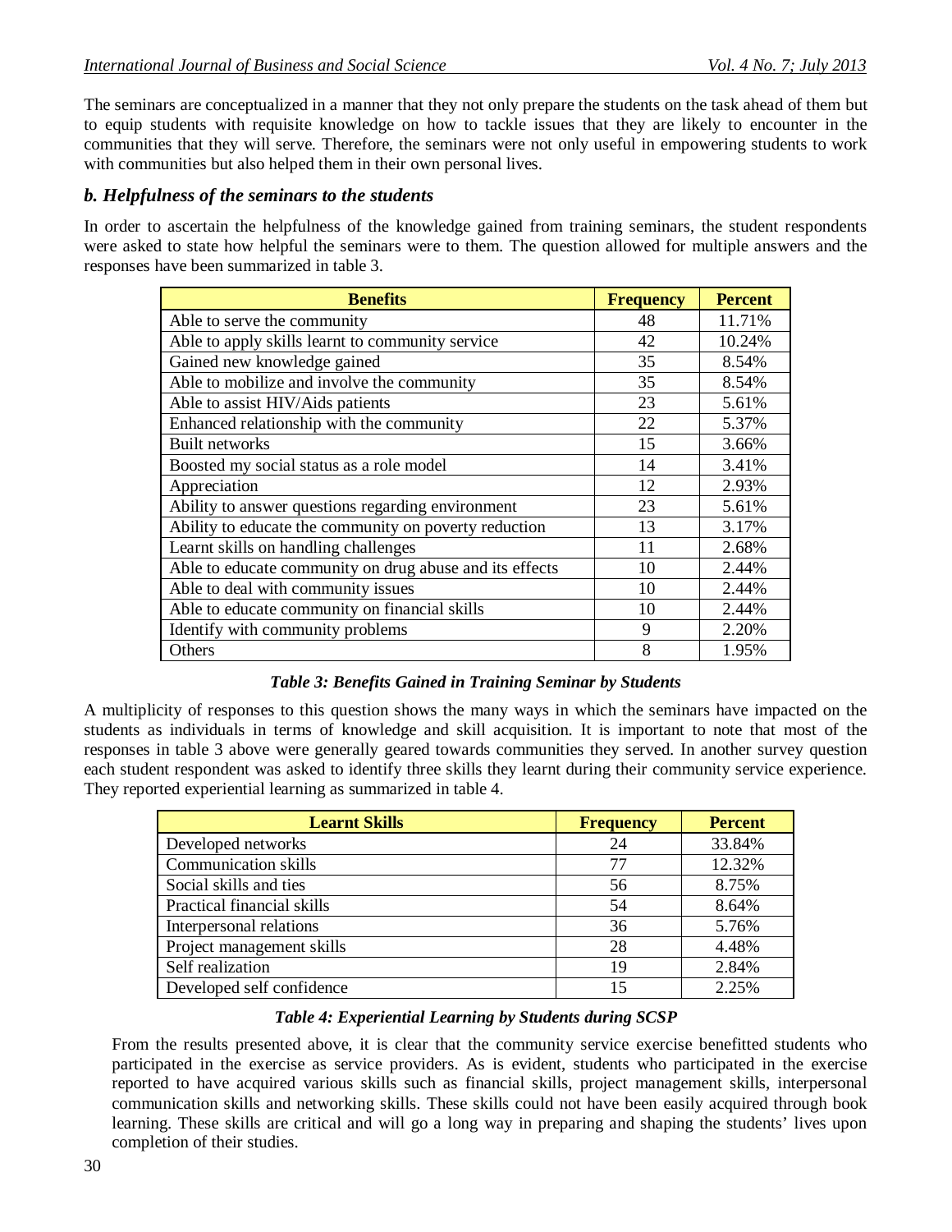The seminars are conceptualized in a manner that they not only prepare the students on the task ahead of them but to equip students with requisite knowledge on how to tackle issues that they are likely to encounter in the communities that they will serve. Therefore, the seminars were not only useful in empowering students to work with communities but also helped them in their own personal lives.

### *b. Helpfulness of the seminars to the students*

In order to ascertain the helpfulness of the knowledge gained from training seminars, the student respondents were asked to state how helpful the seminars were to them. The question allowed for multiple answers and the responses have been summarized in table 3.

| Benefits | Frequency | Percent |
|---|---|---|
| Able to serve the community | 48 | 11.71% |
| Able to apply skills learnt to community service | 42 | 10.24% |
| Gained new knowledge gained | 35 | 8.54% |
| Able to mobilize and involve the community | 35 | 8.54% |
| Able to assist HIV/Aids patients | 23 | 5.61% |
| Enhanced relationship with the community | 22 | 5.37% |
| Built networks | 15 | 3.66% |
| Boosted my social status as a role model | 14 | 3.41% |
| Appreciation | 12 | 2.93% |
| Ability to answer questions regarding environment | 23 | 5.61% |
| Ability to educate the community on poverty reduction | 13 | 3.17% |
| Learnt skills on handling challenges | 11 | 2.68% |
| Able to educate community on drug abuse and its effects | 10 | 2.44% |
| Able to deal with community issues | 10 | 2.44% |
| Able to educate community on financial skills | 10 | 2.44% |
| Identify with community problems | 9 | 2.20% |
| Others | 8 | 1.95% |

*Table 3: Benefits Gained in Training Seminar by Students*

A multiplicity of responses to this question shows the many ways in which the seminars have impacted on the students as individuals in terms of knowledge and skill acquisition. It is important to note that most of the responses in table 3 above were generally geared towards communities they served. In another survey question each student respondent was asked to identify three skills they learnt during their community service experience. They reported experiential learning as summarized in table 4.

| Learnt Skills | Frequency | Percent |
|---|---|---|
| Developed networks | 24 | 33.84% |
| Communication skills | 77 | 12.32% |
| Social skills and ties | 56 | 8.75% |
| Practical financial skills | 54 | 8.64% |
| Interpersonal relations | 36 | 5.76% |
| Project management skills | 28 | 4.48% |
| Self realization | 19 | 2.84% |
| Developed self confidence | 15 | 2.25% |

*Table 4: Experiential Learning by Students during SCSP*

From the results presented above, it is clear that the community service exercise benefitted students who participated in the exercise as service providers. As is evident, students who participated in the exercise reported to have acquired various skills such as financial skills, project management skills, interpersonal communication skills and networking skills. These skills could not have been easily acquired through book learning. These skills are critical and will go a long way in preparing and shaping the students' lives upon completion of their studies.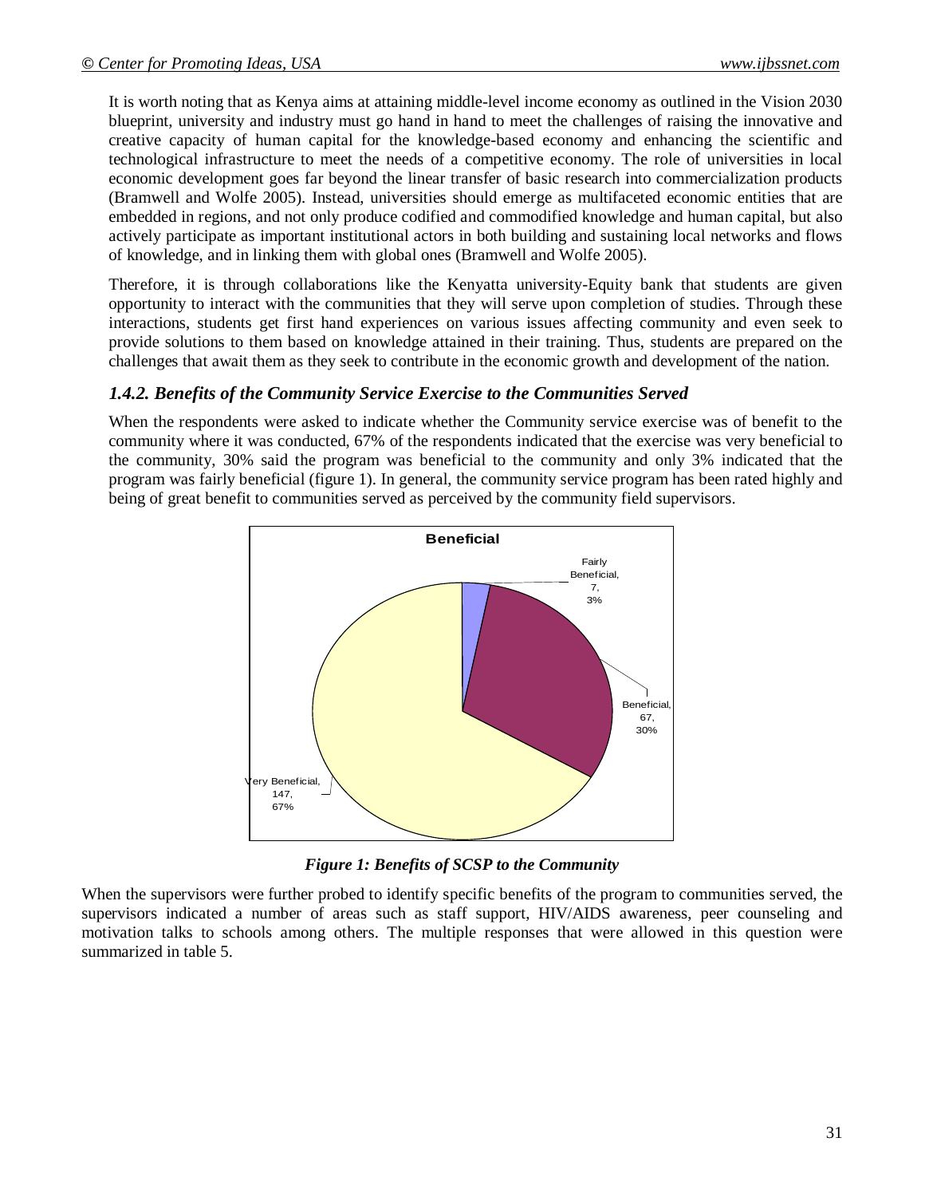It is worth noting that as Kenya aims at attaining middle-level income economy as outlined in the Vision 2030 blueprint, university and industry must go hand in hand to meet the challenges of raising the innovative and creative capacity of human capital for the knowledge-based economy and enhancing the scientific and technological infrastructure to meet the needs of a competitive economy. The role of universities in local economic development goes far beyond the linear transfer of basic research into commercialization products (Bramwell and Wolfe 2005). Instead, universities should emerge as multifaceted economic entities that are embedded in regions, and not only produce codified and commodified knowledge and human capital, but also actively participate as important institutional actors in both building and sustaining local networks and flows of knowledge, and in linking them with global ones (Bramwell and Wolfe 2005).

Therefore, it is through collaborations like the Kenyatta university-Equity bank that students are given opportunity to interact with the communities that they will serve upon completion of studies. Through these interactions, students get first hand experiences on various issues affecting community and even seek to provide solutions to them based on knowledge attained in their training. Thus, students are prepared on the challenges that await them as they seek to contribute in the economic growth and development of the nation.

### *1.4.2. Benefits of the Community Service Exercise to the Communities Served*

When the respondents were asked to indicate whether the Community service exercise was of benefit to the community where it was conducted, 67% of the respondents indicated that the exercise was very beneficial to the community, 30% said the program was beneficial to the community and only 3% indicated that the program was fairly beneficial (figure 1). In general, the community service program has been rated highly and being of great benefit to communities served as perceived by the community field supervisors.

**Beneficial**

| Category | Count | Percentage |
|---|---|---|
| Very Beneficial | 147 | 67% |
| Beneficial | 67 | 30% |
| Fairly Beneficial | 7 | 3% |

***Figure 1: Benefits of SCSP to the Community***

When the supervisors were further probed to identify specific benefits of the program to communities served, the supervisors indicated a number of areas such as staff support, HIV/AIDS awareness, peer counseling and motivation talks to schools among others. The multiple responses that were allowed in this question were summarized in table 5.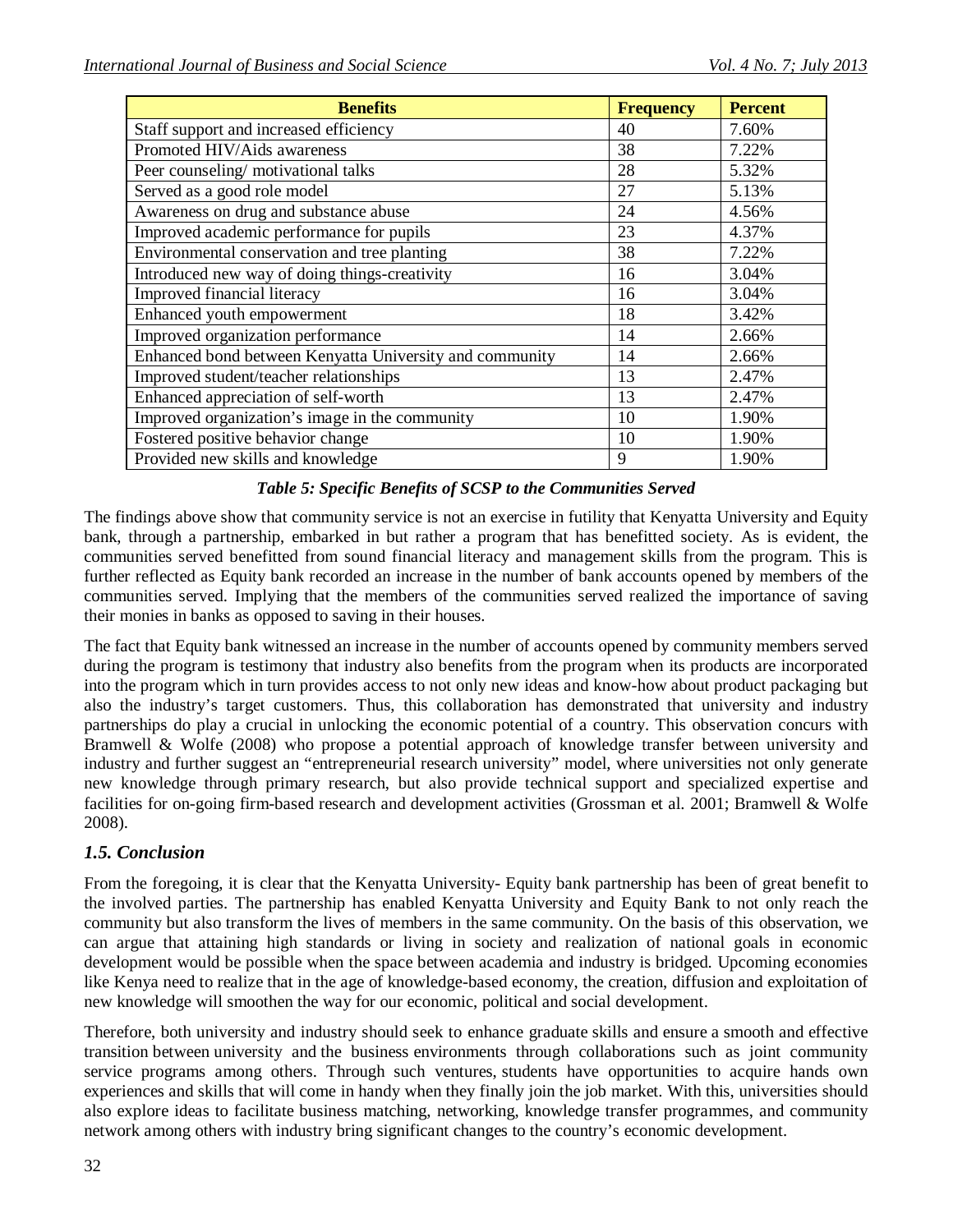| Benefits | Frequency | Percent |
| --- | --- | --- |
| Staff support and increased efficiency | 40 | 7.60% |
| Promoted HIV/Aids awareness | 38 | 7.22% |
| Peer counseling/ motivational talks | 28 | 5.32% |
| Served as a good role model | 27 | 5.13% |
| Awareness on drug and substance abuse | 24 | 4.56% |
| Improved academic performance for pupils | 23 | 4.37% |
| Environmental conservation and tree planting | 38 | 7.22% |
| Introduced new way of doing things-creativity | 16 | 3.04% |
| Improved financial literacy | 16 | 3.04% |
| Enhanced youth empowerment | 18 | 3.42% |
| Improved organization performance | 14 | 2.66% |
| Enhanced bond between Kenyatta University and community | 14 | 2.66% |
| Improved student/teacher relationships | 13 | 2.47% |
| Enhanced appreciation of self-worth | 13 | 2.47% |
| Improved organization's image in the community | 10 | 1.90% |
| Fostered positive behavior change | 10 | 1.90% |
| Provided new skills and knowledge | 9 | 1.90% |

***Table 5: Specific Benefits of SCSP to the Communities Served***

The findings above show that community service is not an exercise in futility that Kenyatta University and Equity bank, through a partnership, embarked in but rather a program that has benefitted society. As is evident, the communities served benefitted from sound financial literacy and management skills from the program. This is further reflected as Equity bank recorded an increase in the number of bank accounts opened by members of the communities served. Implying that the members of the communities served realized the importance of saving their monies in banks as opposed to saving in their houses.

The fact that Equity bank witnessed an increase in the number of accounts opened by community members served during the program is testimony that industry also benefits from the program when its products are incorporated into the program which in turn provides access to not only new ideas and know-how about product packaging but also the industry's target customers. Thus, this collaboration has demonstrated that university and industry partnerships do play a crucial in unlocking the economic potential of a country. This observation concurs with Bramwell & Wolfe (2008) who propose a potential approach of knowledge transfer between university and industry and further suggest an "entrepreneurial research university" model, where universities not only generate new knowledge through primary research, but also provide technical support and specialized expertise and facilities for on-going firm-based research and development activities (Grossman et al. 2001; Bramwell & Wolfe 2008).

## *1.5. Conclusion*

From the foregoing, it is clear that the Kenyatta University- Equity bank partnership has been of great benefit to the involved parties. The partnership has enabled Kenyatta University and Equity Bank to not only reach the community but also transform the lives of members in the same community. On the basis of this observation, we can argue that attaining high standards or living in society and realization of national goals in economic development would be possible when the space between academia and industry is bridged. Upcoming economies like Kenya need to realize that in the age of knowledge-based economy, the creation, diffusion and exploitation of new knowledge will smoothen the way for our economic, political and social development.

Therefore, both university and industry should seek to enhance graduate skills and ensure a smooth and effective transition between university and the business environments through collaborations such as joint community service programs among others. Through such ventures, students have opportunities to acquire hands own experiences and skills that will come in handy when they finally join the job market. With this, universities should also explore ideas to facilitate business matching, networking, knowledge transfer programmes, and community network among others with industry bring significant changes to the country's economic development.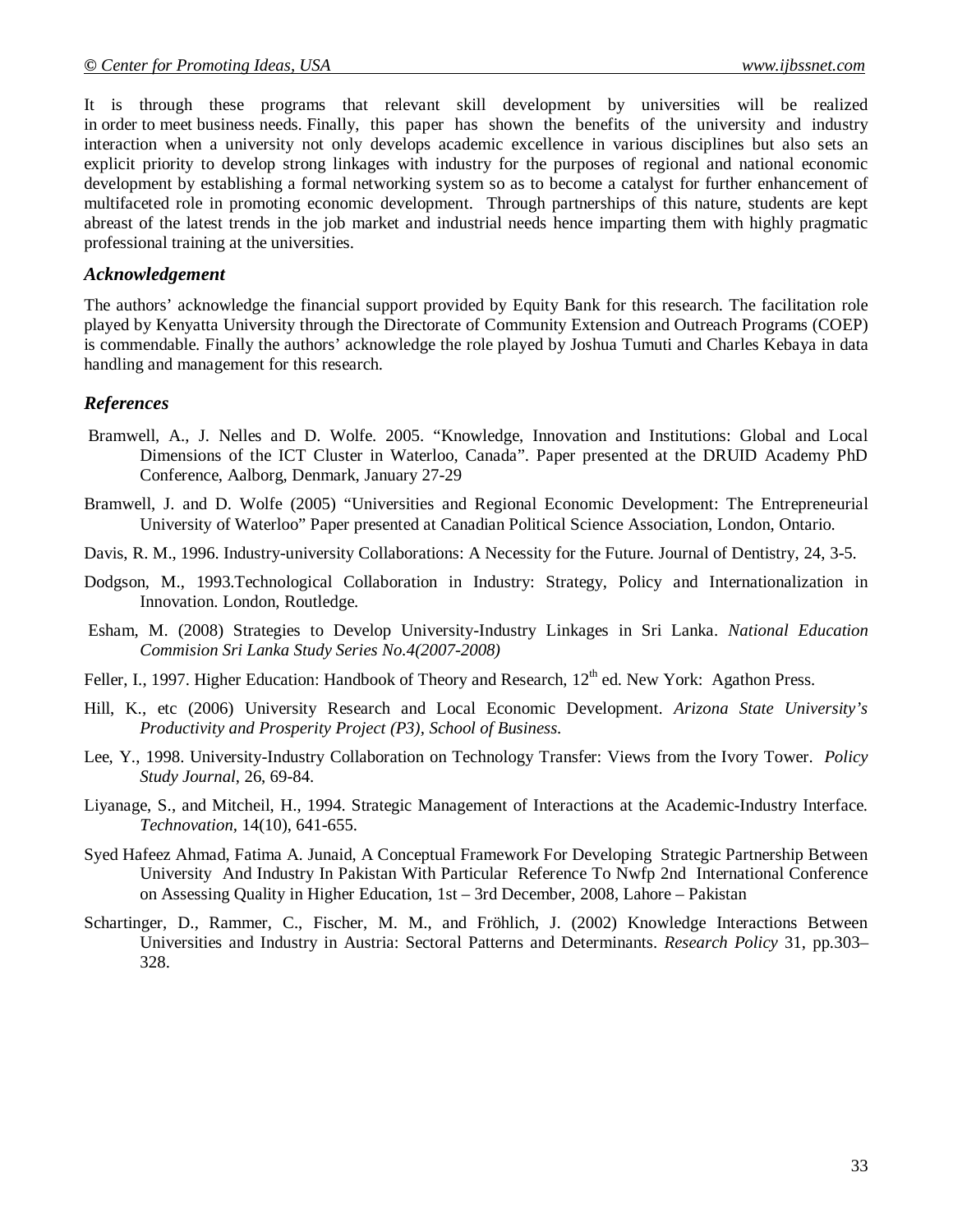It is through these programs that relevant skill development by universities will be realized in order to meet business needs. Finally, this paper has shown the benefits of the university and industry interaction when a university not only develops academic excellence in various disciplines but also sets an explicit priority to develop strong linkages with industry for the purposes of regional and national economic development by establishing a formal networking system so as to become a catalyst for further enhancement of multifaceted role in promoting economic development. Through partnerships of this nature, students are kept abreast of the latest trends in the job market and industrial needs hence imparting them with highly pragmatic professional training at the universities.

### *Acknowledgement*

The authors' acknowledge the financial support provided by Equity Bank for this research. The facilitation role played by Kenyatta University through the Directorate of Community Extension and Outreach Programs (COEP) is commendable. Finally the authors' acknowledge the role played by Joshua Tumuti and Charles Kebaya in data handling and management for this research.

### *References*

Bramwell, A., J. Nelles and D. Wolfe. 2005. "Knowledge, Innovation and Institutions: Global and Local Dimensions of the ICT Cluster in Waterloo, Canada". Paper presented at the DRUID Academy PhD Conference, Aalborg, Denmark, January 27-29

Bramwell, J. and D. Wolfe (2005) "Universities and Regional Economic Development: The Entrepreneurial University of Waterloo" Paper presented at Canadian Political Science Association, London, Ontario.

Davis, R. M., 1996. Industry-university Collaborations: A Necessity for the Future. Journal of Dentistry, 24, 3-5.

Dodgson, M., 1993.Technological Collaboration in Industry: Strategy, Policy and Internationalization in Innovation. London, Routledge.

Esham, M. (2008) Strategies to Develop University-Industry Linkages in Sri Lanka. *National Education Commision Sri Lanka Study Series No.4(2007-2008)*

Feller, I., 1997. Higher Education: Handbook of Theory and Research, 12th ed. New York: Agathon Press.

Hill, K., etc (2006) University Research and Local Economic Development. *Arizona State University's Productivity and Prosperity Project (P3), School of Business.*

Lee, Y., 1998. University-Industry Collaboration on Technology Transfer: Views from the Ivory Tower. *Policy Study Journal*, 26, 69-84.

Liyanage, S., and Mitcheil, H., 1994. Strategic Management of Interactions at the Academic-Industry Interface. *Technovation*, 14(10), 641-655.

Syed Hafeez Ahmad, Fatima A. Junaid, A Conceptual Framework For Developing Strategic Partnership Between University And Industry In Pakistan With Particular Reference To Nwfp 2nd International Conference on Assessing Quality in Higher Education, 1st – 3rd December, 2008, Lahore – Pakistan

Schartinger, D., Rammer, C., Fischer, M. M., and Fröhlich, J. (2002) Knowledge Interactions Between Universities and Industry in Austria: Sectoral Patterns and Determinants. *Research Policy* 31, pp.303–328.